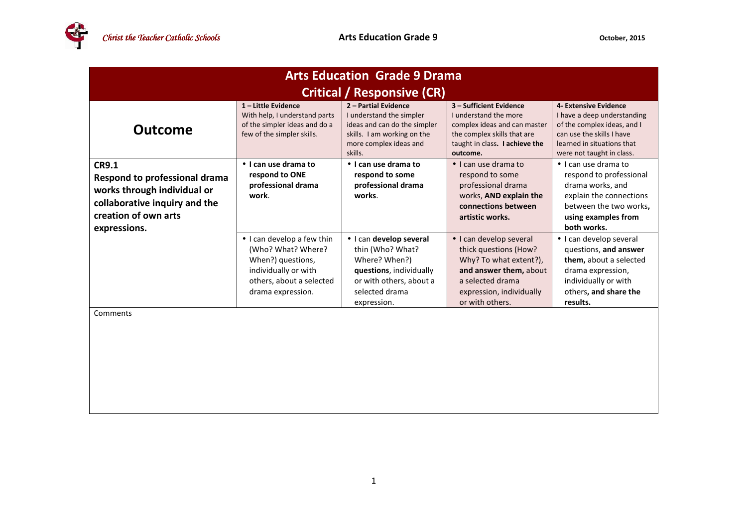# Arts Education Grade 9 Drama
## Critical / Responsive (CR)

| Outcome | **1 – Little Evidence** With help, I understand parts of the simpler ideas and do a few of the simpler skills. | **2 – Partial Evidence** I understand the simpler ideas and can do the simpler skills. I am working on the more complex ideas and skills. | **3 – Sufficient Evidence** I understand the more complex ideas and can master the complex skills that are taught in class**. I achieve the outcome.** | **4- Extensive Evidence** I have a deep understanding of the complex ideas, and I can use the skills I have learned in situations that were not taught in class. |
|---|---|---|---|---|
| **CR9.1** **Respond to professional drama works through individual or collaborative inquiry and the creation of own arts expressions.** | • **I can use drama to respond to ONE professional drama work**. | • **I can use drama to respond to some professional drama works**. | • I can use drama to respond to some professional drama works, **AND explain the connections between artistic works.** | • I can use drama to respond to professional drama works, and explain the connections between the two works**, using examples from both works.** |
| | • I can develop a few thin (Who? What? Where? When?) questions, individually or with others, about a selected drama expression. | • I can **develop several** thin (Who? What? Where? When?) **questions**, individually or with others, about a selected drama expression. | • I can develop several thick questions (How? Why? To what extent?), **and answer them,** about a selected drama expression, individually or with others. | • I can develop several questions, **and answer them,** about a selected drama expression, individually or with others**, and share the results.** |

Comments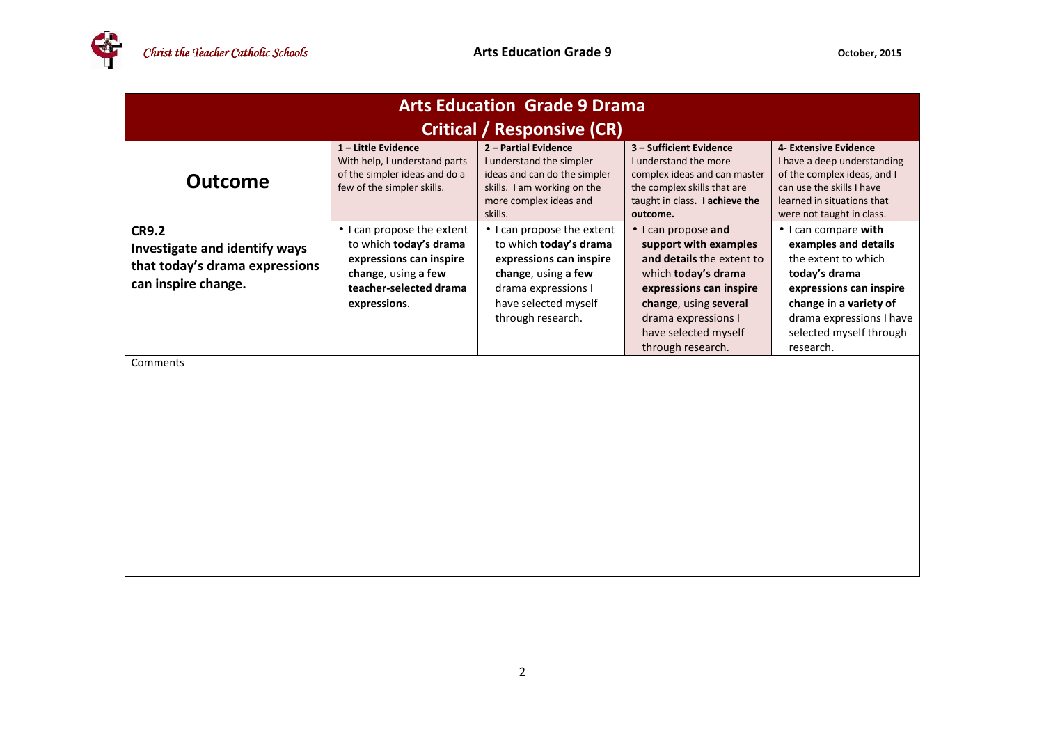# Arts Education Grade 9 Drama

## Critical / Responsive (CR)

| Outcome | 1 – Little Evidence<br>With help, I understand parts of the simpler ideas and do a few of the simpler skills. | 2 – Partial Evidence<br>I understand the simpler ideas and can do the simpler skills. I am working on the more complex ideas and skills. | 3 – Sufficient Evidence<br>I understand the more complex ideas and can master the complex skills that are taught in class. **I achieve the outcome.** | 4- Extensive Evidence<br>I have a deep understanding of the complex ideas, and I can use the skills I have learned in situations that were not taught in class. |
|---|---|---|---|---|
| **CR9.2**<br>**Investigate and identify ways that today's drama expressions can inspire change.** | • I can propose the extent to which **today's drama expressions can inspire change**, using **a few teacher-selected drama expressions**. | • I can propose the extent to which **today's drama expressions can inspire change**, using **a few** drama expressions I have selected myself through research. | • I can propose **and support with examples and details** the extent to which **today's drama expressions can inspire change**, using **several** drama expressions I have selected myself through research. | • I can compare **with examples and details** the extent to which **today's drama expressions can inspire change** in **a variety of** drama expressions I have selected myself through research. |

Comments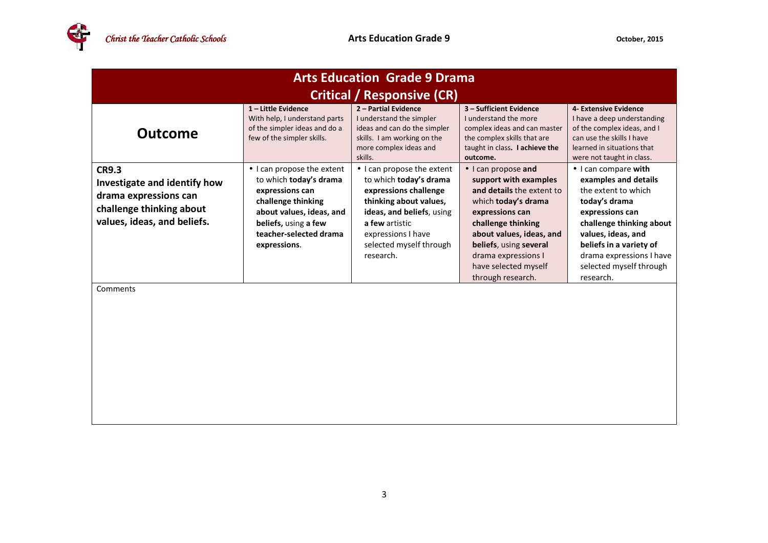| Arts Education Grade 9 Drama<br>Critical / Responsive (CR) | | | | |
|---|---|---|---|---|
| **Outcome** | **1 – Little Evidence**<br>With help, I understand parts of the simpler ideas and do a few of the simpler skills. | **2 – Partial Evidence**<br>I understand the simpler ideas and can do the simpler skills. I am working on the more complex ideas and skills. | **3 – Sufficient Evidence**<br>I understand the more complex ideas and can master the complex skills that are taught in class**. I achieve the outcome.** | **4- Extensive Evidence**<br>I have a deep understanding of the complex ideas, and I can use the skills I have learned in situations that were not taught in class. |
| **CR9.3**<br>**Investigate and identify how drama expressions can challenge thinking about values, ideas, and beliefs.** | • I can propose the extent to which **today's drama expressions can challenge thinking about values, ideas, and beliefs,** using **a few teacher-selected drama expressions**. | • I can propose the extent to which **today's drama expressions challenge thinking about values, ideas, and beliefs**, using **a few** artistic expressions I have selected myself through research. | • I can propose **and support with examples and details** the extent to which **today's drama expressions can challenge thinking about values, ideas, and beliefs**, using **several** drama expressions I have selected myself through research. | • I can compare **with examples and details** the extent to which **today's drama expressions can challenge thinking about values, ideas, and beliefs in a variety of** drama expressions I have selected myself through research. |
| Comments | | | | |